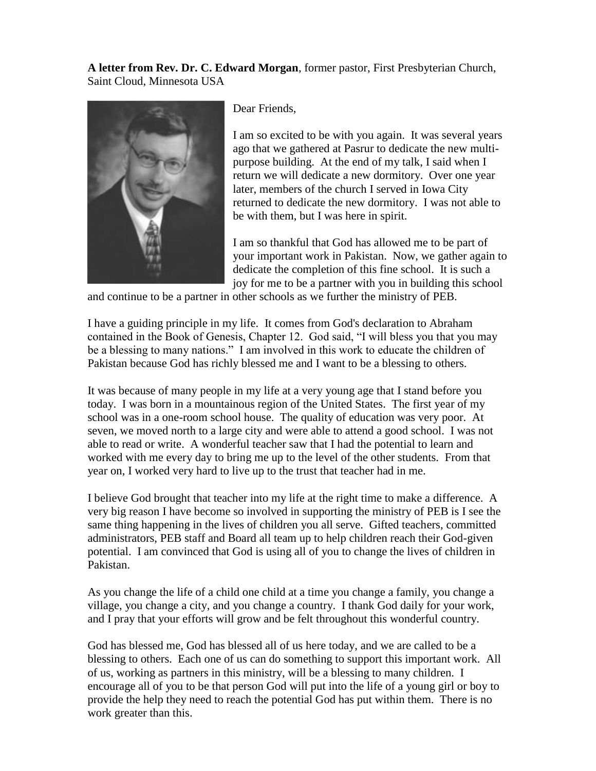**A letter from Rev. Dr. C. Edward Morgan**, former pastor, First Presbyterian Church, Saint Cloud, Minnesota USA

Dear Friends,

I am so excited to be with you again. It was several years ago that we gathered at Pasrur to dedicate the new multi-purpose building. At the end of my talk, I said when I return we will dedicate a new dormitory. Over one year later, members of the church I served in Iowa City returned to dedicate the new dormitory. I was not able to be with them, but I was here in spirit.

I am so thankful that God has allowed me to be part of your important work in Pakistan. Now, we gather again to dedicate the completion of this fine school. It is such a joy for me to be a partner with you in building this school and continue to be a partner in other schools as we further the ministry of PEB.

I have a guiding principle in my life. It comes from God's declaration to Abraham contained in the Book of Genesis, Chapter 12. God said, "I will bless you that you may be a blessing to many nations." I am involved in this work to educate the children of Pakistan because God has richly blessed me and I want to be a blessing to others.

It was because of many people in my life at a very young age that I stand before you today. I was born in a mountainous region of the United States. The first year of my school was in a one-room school house. The quality of education was very poor. At seven, we moved north to a large city and were able to attend a good school. I was not able to read or write. A wonderful teacher saw that I had the potential to learn and worked with me every day to bring me up to the level of the other students. From that year on, I worked very hard to live up to the trust that teacher had in me.

I believe God brought that teacher into my life at the right time to make a difference. A very big reason I have become so involved in supporting the ministry of PEB is I see the same thing happening in the lives of children you all serve. Gifted teachers, committed administrators, PEB staff and Board all team up to help children reach their God-given potential. I am convinced that God is using all of you to change the lives of children in Pakistan.

As you change the life of a child one child at a time you change a family, you change a village, you change a city, and you change a country. I thank God daily for your work, and I pray that your efforts will grow and be felt throughout this wonderful country.

God has blessed me, God has blessed all of us here today, and we are called to be a blessing to others. Each one of us can do something to support this important work. All of us, working as partners in this ministry, will be a blessing to many children. I encourage all of you to be that person God will put into the life of a young girl or boy to provide the help they need to reach the potential God has put within them. There is no work greater than this.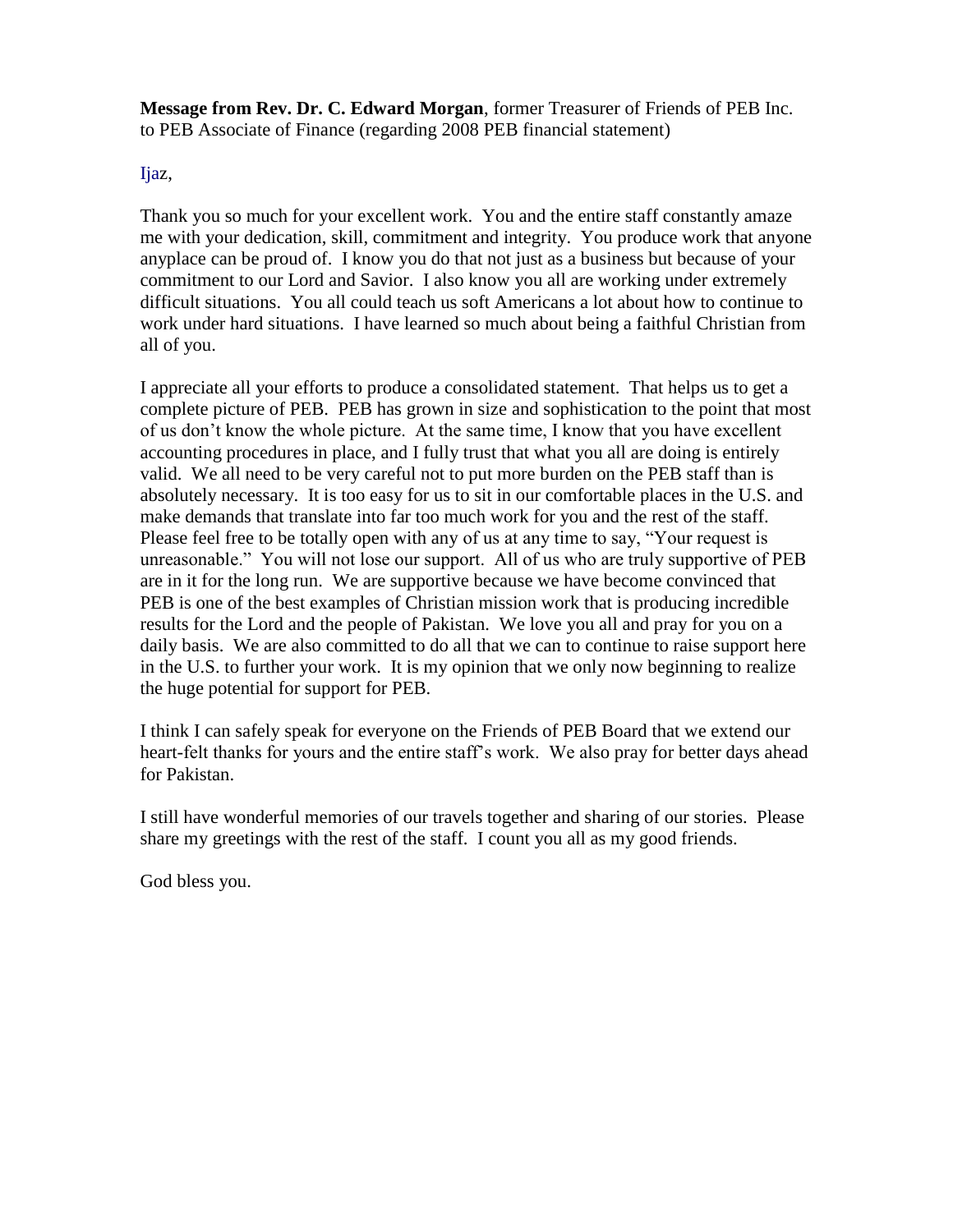**Message from Rev. Dr. C. Edward Morgan**, former Treasurer of Friends of PEB Inc. to PEB Associate of Finance (regarding 2008 PEB financial statement)

Ijaz,

Thank you so much for your excellent work. You and the entire staff constantly amaze me with your dedication, skill, commitment and integrity. You produce work that anyone anyplace can be proud of. I know you do that not just as a business but because of your commitment to our Lord and Savior. I also know you all are working under extremely difficult situations. You all could teach us soft Americans a lot about how to continue to work under hard situations. I have learned so much about being a faithful Christian from all of you.

I appreciate all your efforts to produce a consolidated statement. That helps us to get a complete picture of PEB. PEB has grown in size and sophistication to the point that most of us don't know the whole picture. At the same time, I know that you have excellent accounting procedures in place, and I fully trust that what you all are doing is entirely valid. We all need to be very careful not to put more burden on the PEB staff than is absolutely necessary. It is too easy for us to sit in our comfortable places in the U.S. and make demands that translate into far too much work for you and the rest of the staff. Please feel free to be totally open with any of us at any time to say, "Your request is unreasonable." You will not lose our support. All of us who are truly supportive of PEB are in it for the long run. We are supportive because we have become convinced that PEB is one of the best examples of Christian mission work that is producing incredible results for the Lord and the people of Pakistan. We love you all and pray for you on a daily basis. We are also committed to do all that we can to continue to raise support here in the U.S. to further your work. It is my opinion that we only now beginning to realize the huge potential for support for PEB.

I think I can safely speak for everyone on the Friends of PEB Board that we extend our heart-felt thanks for yours and the entire staff's work. We also pray for better days ahead for Pakistan.

I still have wonderful memories of our travels together and sharing of our stories. Please share my greetings with the rest of the staff. I count you all as my good friends.

God bless you.